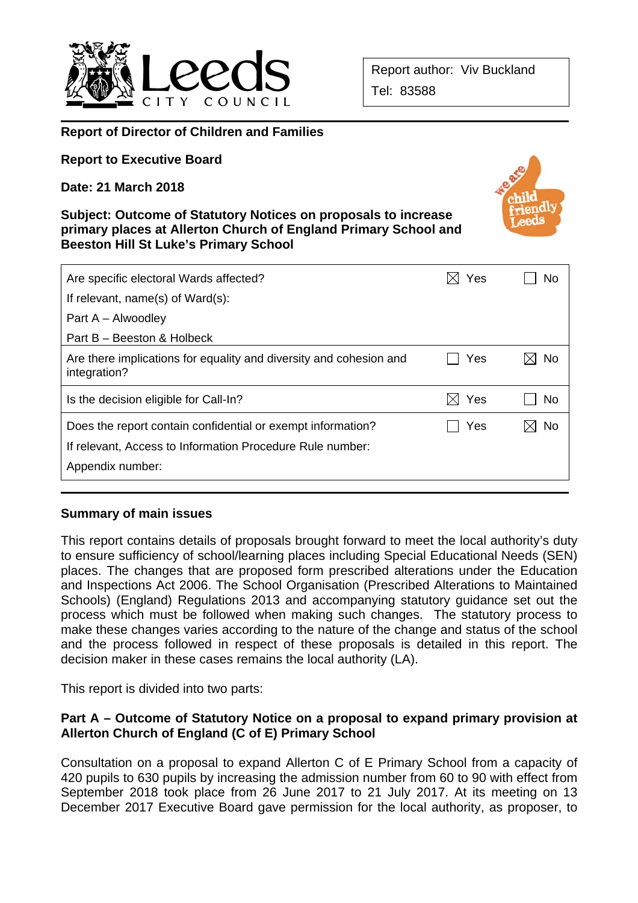Report author: Viv Buckland
Tel: 83588

**Report of Director of Children and Families**

**Report to Executive Board**

**Date: 21 March 2018**

**Subject: Outcome of Statutory Notices on proposals to increase primary places at Allerton Church of England Primary School and Beeston Hill St Luke's Primary School**

| | | |
|---|---|---|
| Are specific electoral Wards affected?<br>If relevant, name(s) of Ward(s):<br>Part A – Alwoodley<br>Part B – Beeston & Holbeck | ☒ Yes | ☐ No |
| Are there implications for equality and diversity and cohesion and integration? | ☐ Yes | ☒ No |
| Is the decision eligible for Call-In? | ☒ Yes | ☐ No |
| Does the report contain confidential or exempt information?<br>If relevant, Access to Information Procedure Rule number:<br>Appendix number: | ☐ Yes | ☒ No |

## Summary of main issues

This report contains details of proposals brought forward to meet the local authority's duty to ensure sufficiency of school/learning places including Special Educational Needs (SEN) places. The changes that are proposed form prescribed alterations under the Education and Inspections Act 2006. The School Organisation (Prescribed Alterations to Maintained Schools) (England) Regulations 2013 and accompanying statutory guidance set out the process which must be followed when making such changes. The statutory process to make these changes varies according to the nature of the change and status of the school and the process followed in respect of these proposals is detailed in this report. The decision maker in these cases remains the local authority (LA).

This report is divided into two parts:

**Part A – Outcome of Statutory Notice on a proposal to expand primary provision at Allerton Church of England (C of E) Primary School**

Consultation on a proposal to expand Allerton C of E Primary School from a capacity of 420 pupils to 630 pupils by increasing the admission number from 60 to 90 with effect from September 2018 took place from 26 June 2017 to 21 July 2017. At its meeting on 13 December 2017 Executive Board gave permission for the local authority, as proposer, to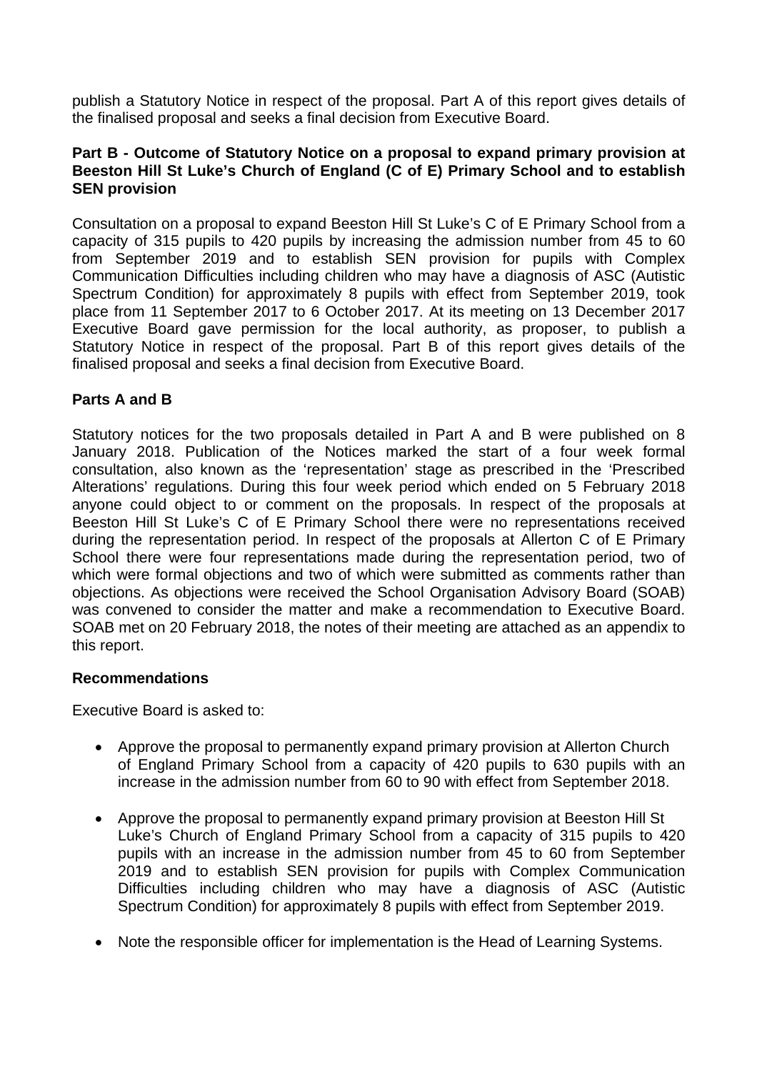publish a Statutory Notice in respect of the proposal. Part A of this report gives details of the finalised proposal and seeks a final decision from Executive Board.

**Part B - Outcome of Statutory Notice on a proposal to expand primary provision at Beeston Hill St Luke's Church of England (C of E) Primary School and to establish SEN provision**

Consultation on a proposal to expand Beeston Hill St Luke's C of E Primary School from a capacity of 315 pupils to 420 pupils by increasing the admission number from 45 to 60 from September 2019 and to establish SEN provision for pupils with Complex Communication Difficulties including children who may have a diagnosis of ASC (Autistic Spectrum Condition) for approximately 8 pupils with effect from September 2019, took place from 11 September 2017 to 6 October 2017. At its meeting on 13 December 2017 Executive Board gave permission for the local authority, as proposer, to publish a Statutory Notice in respect of the proposal. Part B of this report gives details of the finalised proposal and seeks a final decision from Executive Board.

**Parts A and B**

Statutory notices for the two proposals detailed in Part A and B were published on 8 January 2018. Publication of the Notices marked the start of a four week formal consultation, also known as the 'representation' stage as prescribed in the 'Prescribed Alterations' regulations. During this four week period which ended on 5 February 2018 anyone could object to or comment on the proposals. In respect of the proposals at Beeston Hill St Luke's C of E Primary School there were no representations received during the representation period. In respect of the proposals at Allerton C of E Primary School there were four representations made during the representation period, two of which were formal objections and two of which were submitted as comments rather than objections. As objections were received the School Organisation Advisory Board (SOAB) was convened to consider the matter and make a recommendation to Executive Board. SOAB met on 20 February 2018, the notes of their meeting are attached as an appendix to this report.

**Recommendations**

Executive Board is asked to:

- Approve the proposal to permanently expand primary provision at Allerton Church of England Primary School from a capacity of 420 pupils to 630 pupils with an increase in the admission number from 60 to 90 with effect from September 2018.

- Approve the proposal to permanently expand primary provision at Beeston Hill St Luke's Church of England Primary School from a capacity of 315 pupils to 420 pupils with an increase in the admission number from 45 to 60 from September 2019 and to establish SEN provision for pupils with Complex Communication Difficulties including children who may have a diagnosis of ASC (Autistic Spectrum Condition) for approximately 8 pupils with effect from September 2019.

- Note the responsible officer for implementation is the Head of Learning Systems.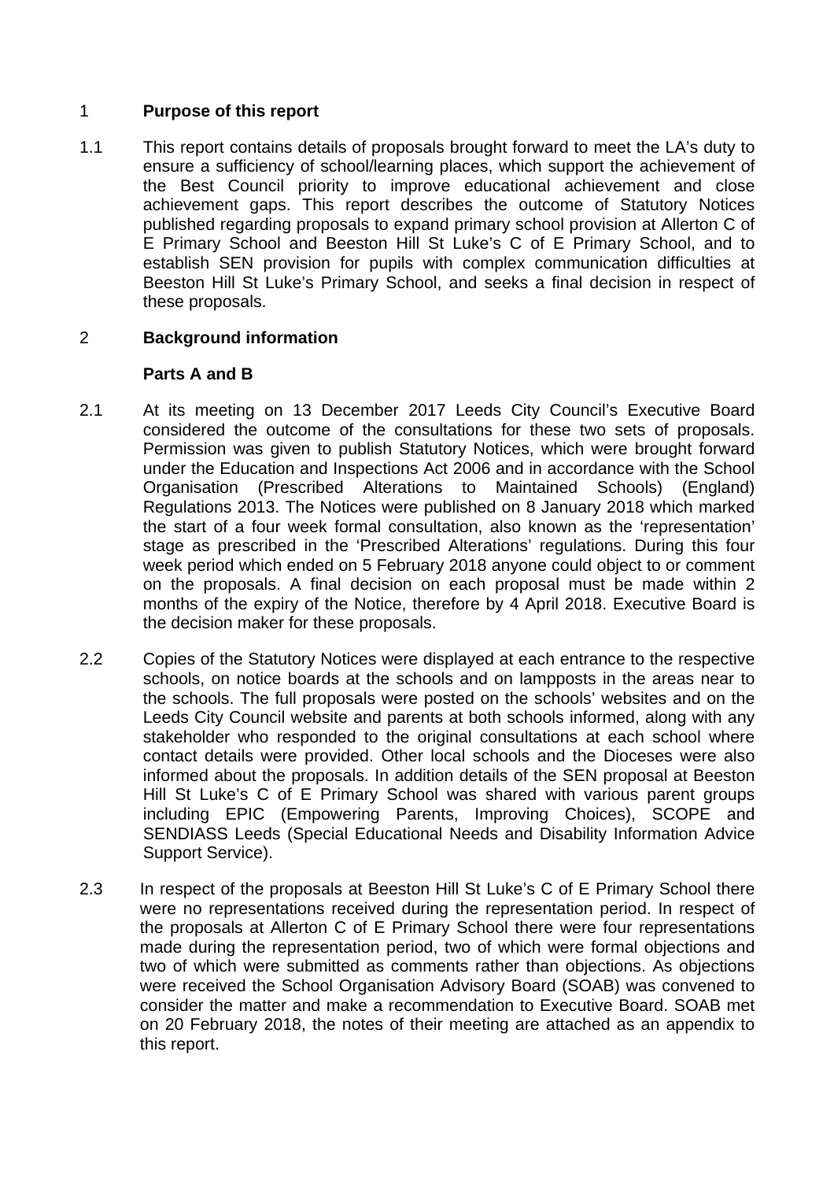## 1 Purpose of this report

1.1 This report contains details of proposals brought forward to meet the LA's duty to ensure a sufficiency of school/learning places, which support the achievement of the Best Council priority to improve educational achievement and close achievement gaps. This report describes the outcome of Statutory Notices published regarding proposals to expand primary school provision at Allerton C of E Primary School and Beeston Hill St Luke's C of E Primary School, and to establish SEN provision for pupils with complex communication difficulties at Beeston Hill St Luke's Primary School, and seeks a final decision in respect of these proposals.

## 2 Background information

### Parts A and B

2.1 At its meeting on 13 December 2017 Leeds City Council's Executive Board considered the outcome of the consultations for these two sets of proposals. Permission was given to publish Statutory Notices, which were brought forward under the Education and Inspections Act 2006 and in accordance with the School Organisation (Prescribed Alterations to Maintained Schools) (England) Regulations 2013. The Notices were published on 8 January 2018 which marked the start of a four week formal consultation, also known as the 'representation' stage as prescribed in the 'Prescribed Alterations' regulations. During this four week period which ended on 5 February 2018 anyone could object to or comment on the proposals. A final decision on each proposal must be made within 2 months of the expiry of the Notice, therefore by 4 April 2018. Executive Board is the decision maker for these proposals.

2.2 Copies of the Statutory Notices were displayed at each entrance to the respective schools, on notice boards at the schools and on lampposts in the areas near to the schools. The full proposals were posted on the schools' websites and on the Leeds City Council website and parents at both schools informed, along with any stakeholder who responded to the original consultations at each school where contact details were provided. Other local schools and the Dioceses were also informed about the proposals. In addition details of the SEN proposal at Beeston Hill St Luke's C of E Primary School was shared with various parent groups including EPIC (Empowering Parents, Improving Choices), SCOPE and SENDIASS Leeds (Special Educational Needs and Disability Information Advice Support Service).

2.3 In respect of the proposals at Beeston Hill St Luke's C of E Primary School there were no representations received during the representation period. In respect of the proposals at Allerton C of E Primary School there were four representations made during the representation period, two of which were formal objections and two of which were submitted as comments rather than objections. As objections were received the School Organisation Advisory Board (SOAB) was convened to consider the matter and make a recommendation to Executive Board. SOAB met on 20 February 2018, the notes of their meeting are attached as an appendix to this report.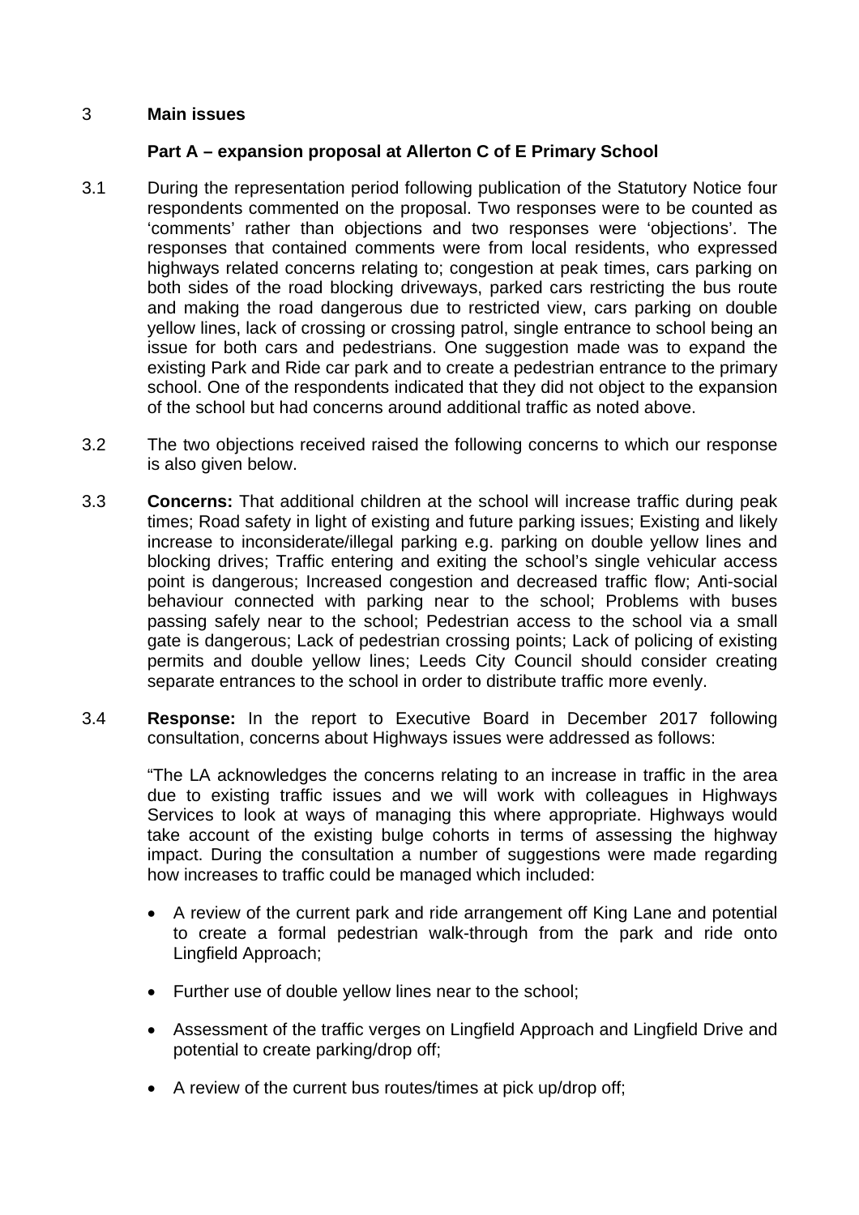## 3 Main issues

### Part A – expansion proposal at Allerton C of E Primary School

3.1 During the representation period following publication of the Statutory Notice four respondents commented on the proposal. Two responses were to be counted as 'comments' rather than objections and two responses were 'objections'. The responses that contained comments were from local residents, who expressed highways related concerns relating to; congestion at peak times, cars parking on both sides of the road blocking driveways, parked cars restricting the bus route and making the road dangerous due to restricted view, cars parking on double yellow lines, lack of crossing or crossing patrol, single entrance to school being an issue for both cars and pedestrians. One suggestion made was to expand the existing Park and Ride car park and to create a pedestrian entrance to the primary school. One of the respondents indicated that they did not object to the expansion of the school but had concerns around additional traffic as noted above.

3.2 The two objections received raised the following concerns to which our response is also given below.

3.3 **Concerns:** That additional children at the school will increase traffic during peak times; Road safety in light of existing and future parking issues; Existing and likely increase to inconsiderate/illegal parking e.g. parking on double yellow lines and blocking drives; Traffic entering and exiting the school's single vehicular access point is dangerous; Increased congestion and decreased traffic flow; Anti-social behaviour connected with parking near to the school; Problems with buses passing safely near to the school; Pedestrian access to the school via a small gate is dangerous; Lack of pedestrian crossing points; Lack of policing of existing permits and double yellow lines; Leeds City Council should consider creating separate entrances to the school in order to distribute traffic more evenly.

3.4 **Response:** In the report to Executive Board in December 2017 following consultation, concerns about Highways issues were addressed as follows:

"The LA acknowledges the concerns relating to an increase in traffic in the area due to existing traffic issues and we will work with colleagues in Highways Services to look at ways of managing this where appropriate. Highways would take account of the existing bulge cohorts in terms of assessing the highway impact. During the consultation a number of suggestions were made regarding how increases to traffic could be managed which included:

- A review of the current park and ride arrangement off King Lane and potential to create a formal pedestrian walk-through from the park and ride onto Lingfield Approach;
- Further use of double yellow lines near to the school;
- Assessment of the traffic verges on Lingfield Approach and Lingfield Drive and potential to create parking/drop off;
- A review of the current bus routes/times at pick up/drop off;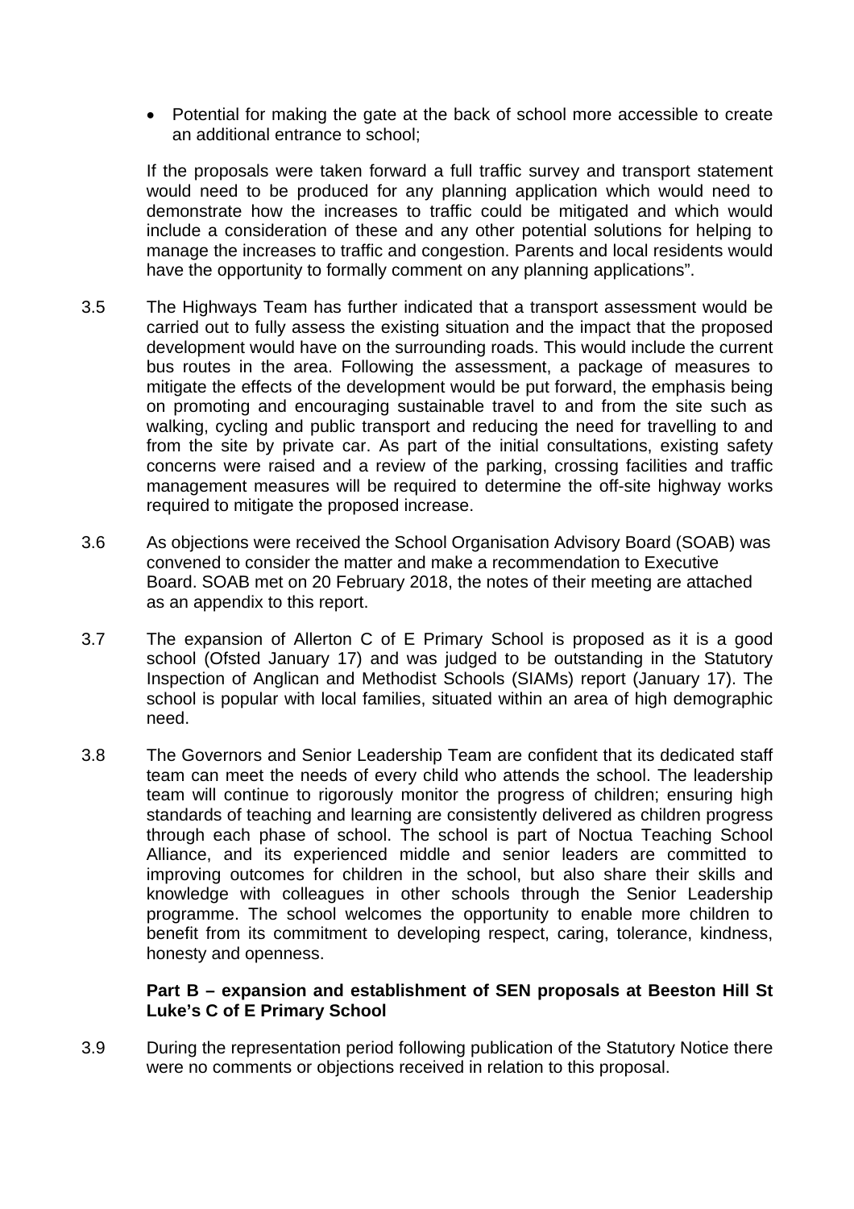- Potential for making the gate at the back of school more accessible to create an additional entrance to school;

If the proposals were taken forward a full traffic survey and transport statement would need to be produced for any planning application which would need to demonstrate how the increases to traffic could be mitigated and which would include a consideration of these and any other potential solutions for helping to manage the increases to traffic and congestion. Parents and local residents would have the opportunity to formally comment on any planning applications".

3.5 The Highways Team has further indicated that a transport assessment would be carried out to fully assess the existing situation and the impact that the proposed development would have on the surrounding roads. This would include the current bus routes in the area. Following the assessment, a package of measures to mitigate the effects of the development would be put forward, the emphasis being on promoting and encouraging sustainable travel to and from the site such as walking, cycling and public transport and reducing the need for travelling to and from the site by private car. As part of the initial consultations, existing safety concerns were raised and a review of the parking, crossing facilities and traffic management measures will be required to determine the off-site highway works required to mitigate the proposed increase.

3.6 As objections were received the School Organisation Advisory Board (SOAB) was convened to consider the matter and make a recommendation to Executive Board. SOAB met on 20 February 2018, the notes of their meeting are attached as an appendix to this report.

3.7 The expansion of Allerton C of E Primary School is proposed as it is a good school (Ofsted January 17) and was judged to be outstanding in the Statutory Inspection of Anglican and Methodist Schools (SIAMs) report (January 17). The school is popular with local families, situated within an area of high demographic need.

3.8 The Governors and Senior Leadership Team are confident that its dedicated staff team can meet the needs of every child who attends the school. The leadership team will continue to rigorously monitor the progress of children; ensuring high standards of teaching and learning are consistently delivered as children progress through each phase of school. The school is part of Noctua Teaching School Alliance, and its experienced middle and senior leaders are committed to improving outcomes for children in the school, but also share their skills and knowledge with colleagues in other schools through the Senior Leadership programme. The school welcomes the opportunity to enable more children to benefit from its commitment to developing respect, caring, tolerance, kindness, honesty and openness.

**Part B – expansion and establishment of SEN proposals at Beeston Hill St Luke's C of E Primary School**

3.9 During the representation period following publication of the Statutory Notice there were no comments or objections received in relation to this proposal.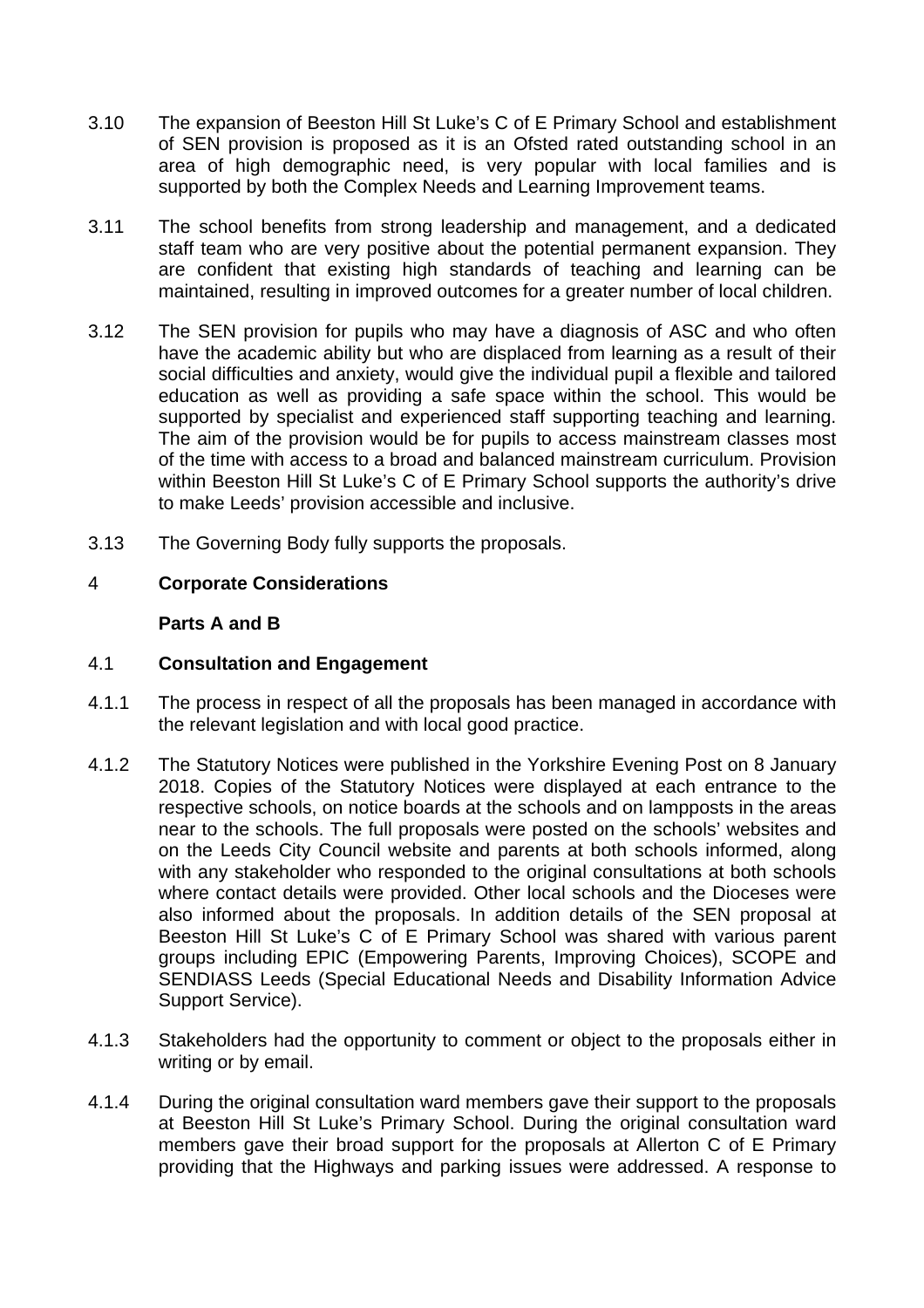3.10 The expansion of Beeston Hill St Luke's C of E Primary School and establishment of SEN provision is proposed as it is an Ofsted rated outstanding school in an area of high demographic need, is very popular with local families and is supported by both the Complex Needs and Learning Improvement teams.

3.11 The school benefits from strong leadership and management, and a dedicated staff team who are very positive about the potential permanent expansion. They are confident that existing high standards of teaching and learning can be maintained, resulting in improved outcomes for a greater number of local children.

3.12 The SEN provision for pupils who may have a diagnosis of ASC and who often have the academic ability but who are displaced from learning as a result of their social difficulties and anxiety, would give the individual pupil a flexible and tailored education as well as providing a safe space within the school. This would be supported by specialist and experienced staff supporting teaching and learning. The aim of the provision would be for pupils to access mainstream classes most of the time with access to a broad and balanced mainstream curriculum. Provision within Beeston Hill St Luke's C of E Primary School supports the authority's drive to make Leeds' provision accessible and inclusive.

3.13 The Governing Body fully supports the proposals.

## 4 **Corporate Considerations**

**Parts A and B**

### 4.1 **Consultation and Engagement**

4.1.1 The process in respect of all the proposals has been managed in accordance with the relevant legislation and with local good practice.

4.1.2 The Statutory Notices were published in the Yorkshire Evening Post on 8 January 2018. Copies of the Statutory Notices were displayed at each entrance to the respective schools, on notice boards at the schools and on lampposts in the areas near to the schools. The full proposals were posted on the schools' websites and on the Leeds City Council website and parents at both schools informed, along with any stakeholder who responded to the original consultations at both schools where contact details were provided. Other local schools and the Dioceses were also informed about the proposals. In addition details of the SEN proposal at Beeston Hill St Luke's C of E Primary School was shared with various parent groups including EPIC (Empowering Parents, Improving Choices), SCOPE and SENDIASS Leeds (Special Educational Needs and Disability Information Advice Support Service).

4.1.3 Stakeholders had the opportunity to comment or object to the proposals either in writing or by email.

4.1.4 During the original consultation ward members gave their support to the proposals at Beeston Hill St Luke's Primary School. During the original consultation ward members gave their broad support for the proposals at Allerton C of E Primary providing that the Highways and parking issues were addressed. A response to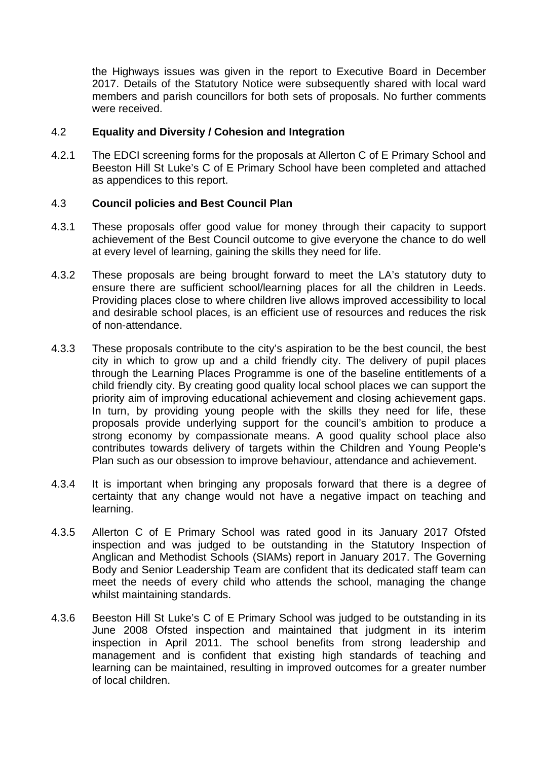the Highways issues was given in the report to Executive Board in December 2017. Details of the Statutory Notice were subsequently shared with local ward members and parish councillors for both sets of proposals. No further comments were received.

4.2 **Equality and Diversity / Cohesion and Integration**

4.2.1 The EDCI screening forms for the proposals at Allerton C of E Primary School and Beeston Hill St Luke's C of E Primary School have been completed and attached as appendices to this report.

4.3 **Council policies and Best Council Plan**

4.3.1 These proposals offer good value for money through their capacity to support achievement of the Best Council outcome to give everyone the chance to do well at every level of learning, gaining the skills they need for life.

4.3.2 These proposals are being brought forward to meet the LA's statutory duty to ensure there are sufficient school/learning places for all the children in Leeds. Providing places close to where children live allows improved accessibility to local and desirable school places, is an efficient use of resources and reduces the risk of non-attendance.

4.3.3 These proposals contribute to the city's aspiration to be the best council, the best city in which to grow up and a child friendly city. The delivery of pupil places through the Learning Places Programme is one of the baseline entitlements of a child friendly city. By creating good quality local school places we can support the priority aim of improving educational achievement and closing achievement gaps. In turn, by providing young people with the skills they need for life, these proposals provide underlying support for the council's ambition to produce a strong economy by compassionate means. A good quality school place also contributes towards delivery of targets within the Children and Young People's Plan such as our obsession to improve behaviour, attendance and achievement.

4.3.4 It is important when bringing any proposals forward that there is a degree of certainty that any change would not have a negative impact on teaching and learning.

4.3.5 Allerton C of E Primary School was rated good in its January 2017 Ofsted inspection and was judged to be outstanding in the Statutory Inspection of Anglican and Methodist Schools (SIAMs) report in January 2017. The Governing Body and Senior Leadership Team are confident that its dedicated staff team can meet the needs of every child who attends the school, managing the change whilst maintaining standards.

4.3.6 Beeston Hill St Luke's C of E Primary School was judged to be outstanding in its June 2008 Ofsted inspection and maintained that judgment in its interim inspection in April 2011. The school benefits from strong leadership and management and is confident that existing high standards of teaching and learning can be maintained, resulting in improved outcomes for a greater number of local children.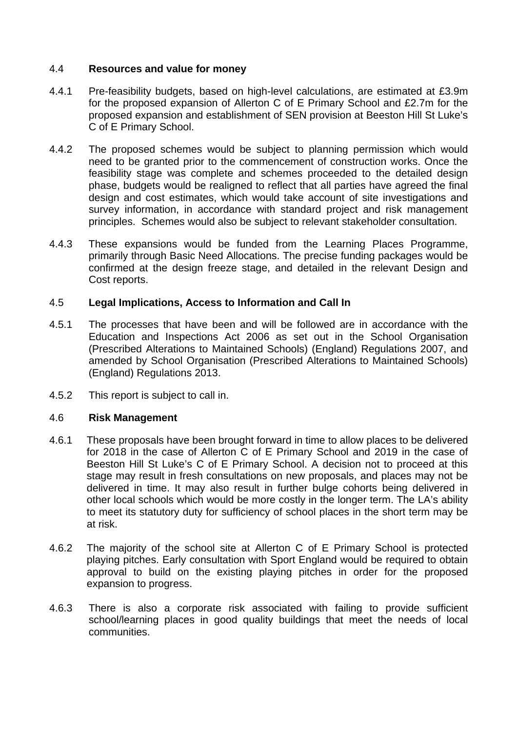### 4.4 Resources and value for money

4.4.1 Pre-feasibility budgets, based on high-level calculations, are estimated at £3.9m for the proposed expansion of Allerton C of E Primary School and £2.7m for the proposed expansion and establishment of SEN provision at Beeston Hill St Luke's C of E Primary School.

4.4.2 The proposed schemes would be subject to planning permission which would need to be granted prior to the commencement of construction works. Once the feasibility stage was complete and schemes proceeded to the detailed design phase, budgets would be realigned to reflect that all parties have agreed the final design and cost estimates, which would take account of site investigations and survey information, in accordance with standard project and risk management principles. Schemes would also be subject to relevant stakeholder consultation.

4.4.3 These expansions would be funded from the Learning Places Programme, primarily through Basic Need Allocations. The precise funding packages would be confirmed at the design freeze stage, and detailed in the relevant Design and Cost reports.

### 4.5 Legal Implications, Access to Information and Call In

4.5.1 The processes that have been and will be followed are in accordance with the Education and Inspections Act 2006 as set out in the School Organisation (Prescribed Alterations to Maintained Schools) (England) Regulations 2007, and amended by School Organisation (Prescribed Alterations to Maintained Schools) (England) Regulations 2013.

4.5.2 This report is subject to call in.

### 4.6 Risk Management

4.6.1 These proposals have been brought forward in time to allow places to be delivered for 2018 in the case of Allerton C of E Primary School and 2019 in the case of Beeston Hill St Luke's C of E Primary School. A decision not to proceed at this stage may result in fresh consultations on new proposals, and places may not be delivered in time. It may also result in further bulge cohorts being delivered in other local schools which would be more costly in the longer term. The LA's ability to meet its statutory duty for sufficiency of school places in the short term may be at risk.

4.6.2 The majority of the school site at Allerton C of E Primary School is protected playing pitches. Early consultation with Sport England would be required to obtain approval to build on the existing playing pitches in order for the proposed expansion to progress.

4.6.3 There is also a corporate risk associated with failing to provide sufficient school/learning places in good quality buildings that meet the needs of local communities.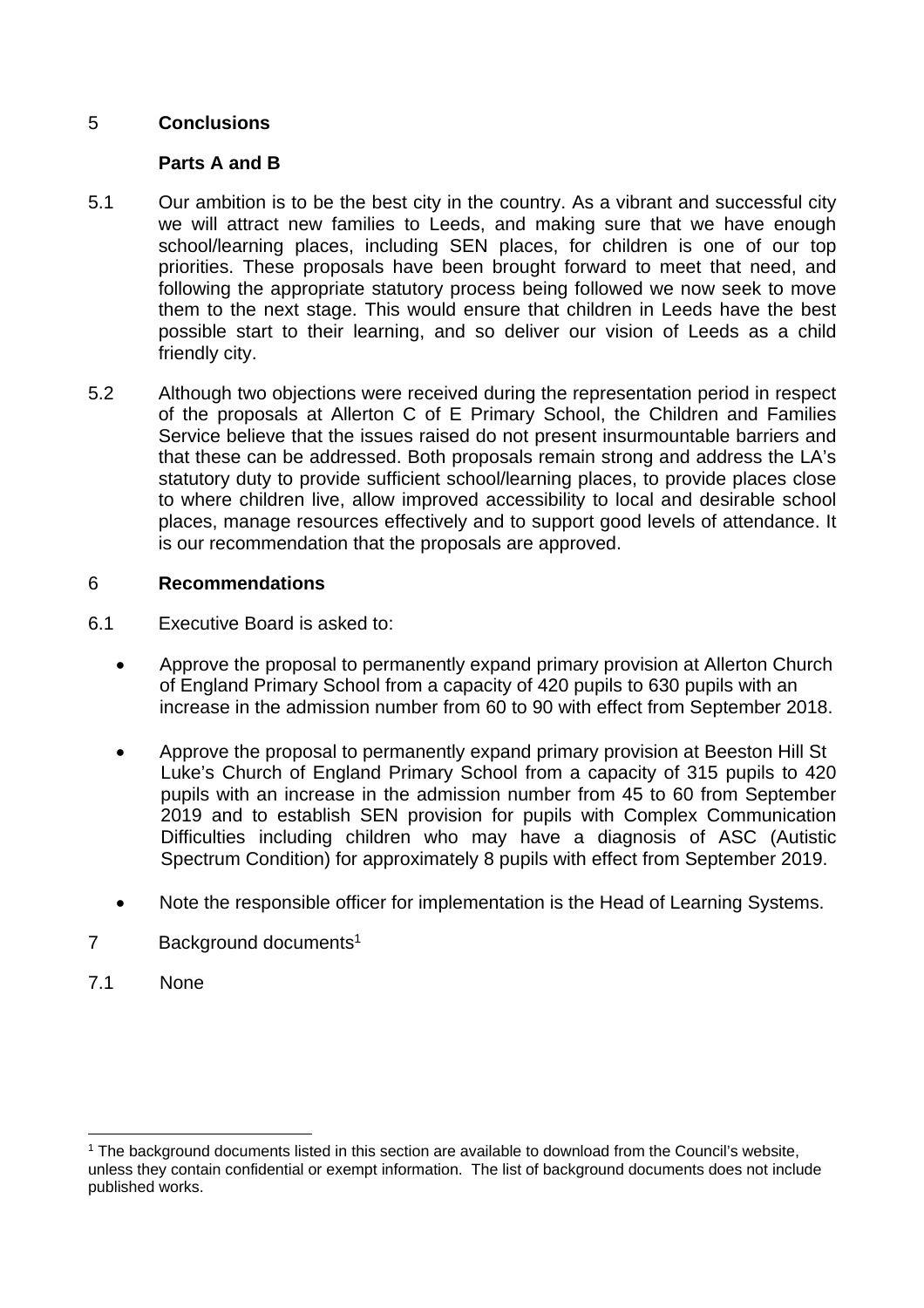## 5 Conclusions

### Parts A and B

5.1 Our ambition is to be the best city in the country. As a vibrant and successful city we will attract new families to Leeds, and making sure that we have enough school/learning places, including SEN places, for children is one of our top priorities. These proposals have been brought forward to meet that need, and following the appropriate statutory process being followed we now seek to move them to the next stage. This would ensure that children in Leeds have the best possible start to their learning, and so deliver our vision of Leeds as a child friendly city.

5.2 Although two objections were received during the representation period in respect of the proposals at Allerton C of E Primary School, the Children and Families Service believe that the issues raised do not present insurmountable barriers and that these can be addressed. Both proposals remain strong and address the LA's statutory duty to provide sufficient school/learning places, to provide places close to where children live, allow improved accessibility to local and desirable school places, manage resources effectively and to support good levels of attendance. It is our recommendation that the proposals are approved.

## 6 Recommendations

6.1 Executive Board is asked to:

- Approve the proposal to permanently expand primary provision at Allerton Church of England Primary School from a capacity of 420 pupils to 630 pupils with an increase in the admission number from 60 to 90 with effect from September 2018.
- Approve the proposal to permanently expand primary provision at Beeston Hill St Luke's Church of England Primary School from a capacity of 315 pupils to 420 pupils with an increase in the admission number from 45 to 60 from September 2019 and to establish SEN provision for pupils with Complex Communication Difficulties including children who may have a diagnosis of ASC (Autistic Spectrum Condition) for approximately 8 pupils with effect from September 2019.
- Note the responsible officer for implementation is the Head of Learning Systems.

7 Background documents[1]

7.1 None

[1] The background documents listed in this section are available to download from the Council's website, unless they contain confidential or exempt information. The list of background documents does not include published works.